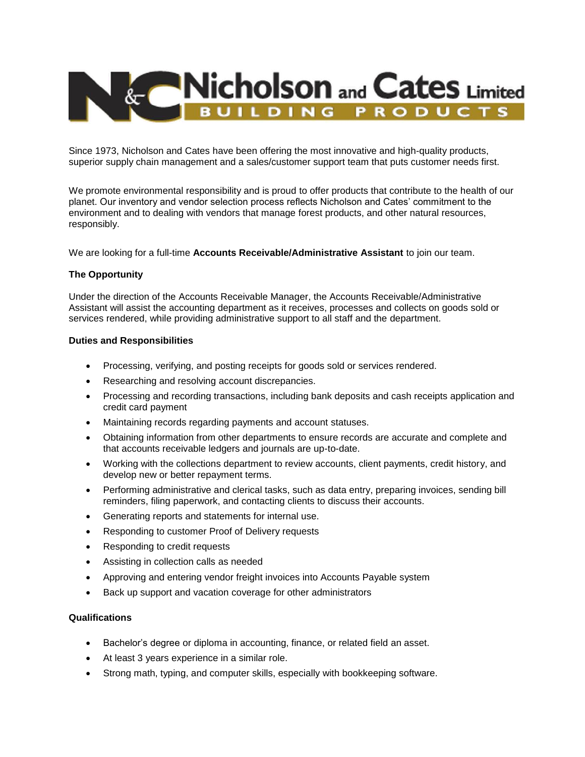# Nicholson and Cates Limited

BUILDING PRODUCTS

Since 1973, Nicholson and Cates have been offering the most innovative and high-quality products, superior supply chain management and a sales/customer support team that puts customer needs first.

We promote environmental responsibility and is proud to offer products that contribute to the health of our planet. Our inventory and vendor selection process reflects Nicholson and Cates' commitment to the environment and to dealing with vendors that manage forest products, and other natural resources, responsibly.

We are looking for a full-time **Accounts Receivable/Administrative Assistant** to join our team.

**The Opportunity**

Under the direction of the Accounts Receivable Manager, the Accounts Receivable/Administrative Assistant will assist the accounting department as it receives, processes and collects on goods sold or services rendered, while providing administrative support to all staff and the department.

**Duties and Responsibilities**

- Processing, verifying, and posting receipts for goods sold or services rendered.
- Researching and resolving account discrepancies.
- Processing and recording transactions, including bank deposits and cash receipts application and credit card payment
- Maintaining records regarding payments and account statuses.
- Obtaining information from other departments to ensure records are accurate and complete and that accounts receivable ledgers and journals are up-to-date.
- Working with the collections department to review accounts, client payments, credit history, and develop new or better repayment terms.
- Performing administrative and clerical tasks, such as data entry, preparing invoices, sending bill reminders, filing paperwork, and contacting clients to discuss their accounts.
- Generating reports and statements for internal use.
- Responding to customer Proof of Delivery requests
- Responding to credit requests
- Assisting in collection calls as needed
- Approving and entering vendor freight invoices into Accounts Payable system
- Back up support and vacation coverage for other administrators

**Qualifications**

- Bachelor's degree or diploma in accounting, finance, or related field an asset.
- At least 3 years experience in a similar role.
- Strong math, typing, and computer skills, especially with bookkeeping software.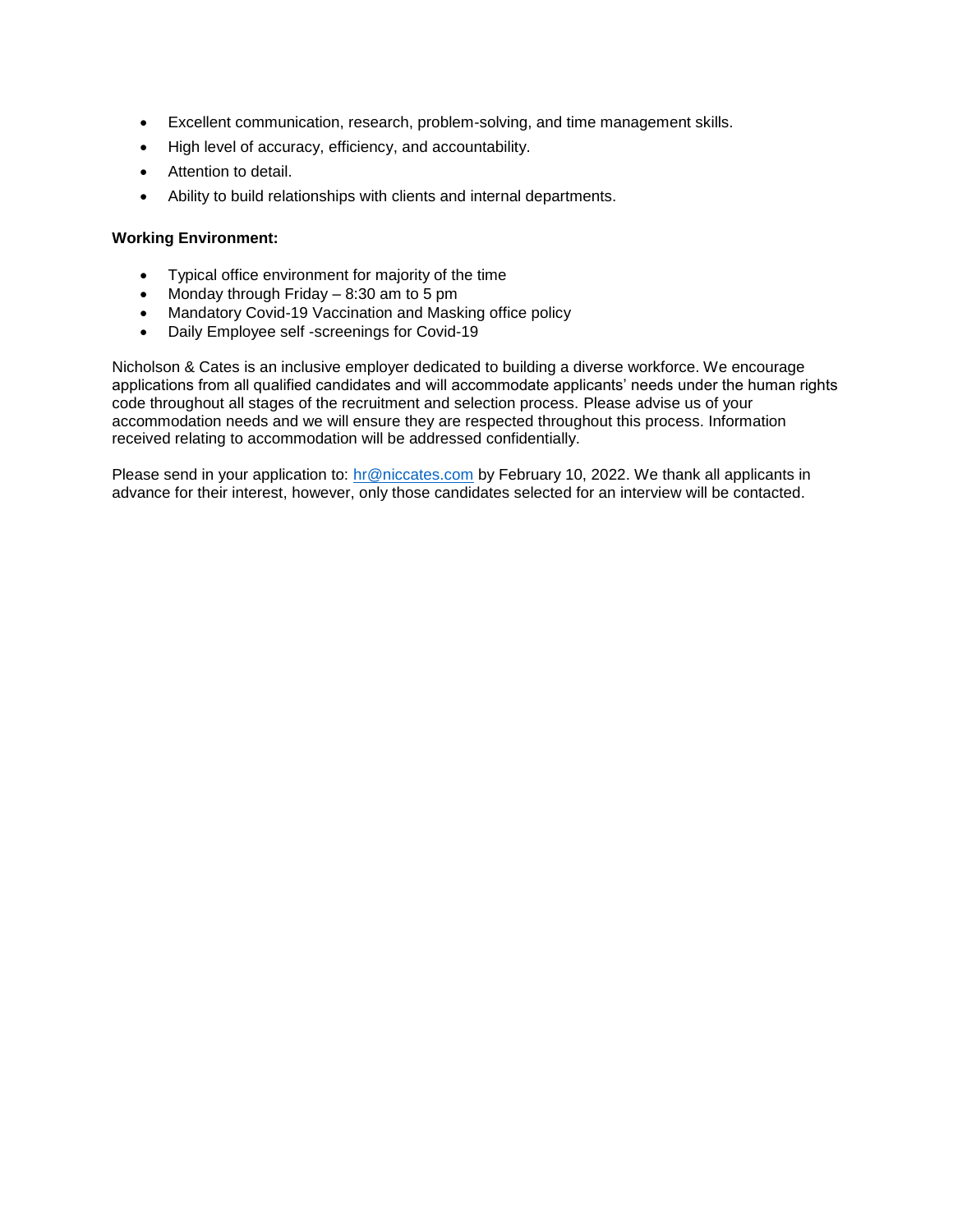- Excellent communication, research, problem-solving, and time management skills.
- High level of accuracy, efficiency, and accountability.
- Attention to detail.
- Ability to build relationships with clients and internal departments.

**Working Environment:**

- Typical office environment for majority of the time
- Monday through Friday – 8:30 am to 5 pm
- Mandatory Covid-19 Vaccination and Masking office policy
- Daily Employee self -screenings for Covid-19

Nicholson & Cates is an inclusive employer dedicated to building a diverse workforce. We encourage applications from all qualified candidates and will accommodate applicants' needs under the human rights code throughout all stages of the recruitment and selection process. Please advise us of your accommodation needs and we will ensure they are respected throughout this process. Information received relating to accommodation will be addressed confidentially.

Please send in your application to: hr@niccates.com by February 10, 2022. We thank all applicants in advance for their interest, however, only those candidates selected for an interview will be contacted.